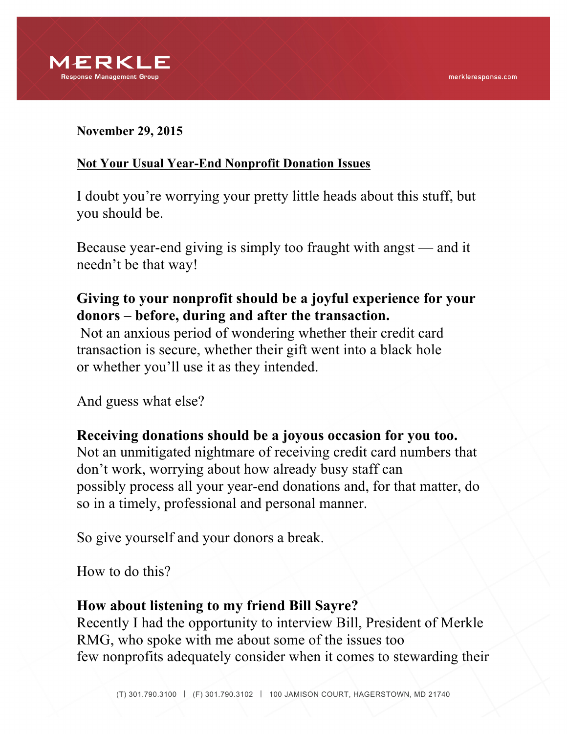**November 29, 2015**

**Not Your Usual Year-End Nonprofit Donation Issues**

I doubt you're worrying your pretty little heads about this stuff, but you should be.

Because year-end giving is simply too fraught with angst — and it needn't be that way!

**Giving to your nonprofit should be a joyful experience for your donors – before, during and after the transaction.** Not an anxious period of wondering whether their credit card transaction is secure, whether their gift went into a black hole or whether you'll use it as they intended.

And guess what else?

**Receiving donations should be a joyous occasion for you too.** Not an unmitigated nightmare of receiving credit card numbers that don't work, worrying about how already busy staff can possibly process all your year-end donations and, for that matter, do so in a timely, professional and personal manner.

So give yourself and your donors a break.

How to do this?

**How about listening to my friend Bill Sayre?** Recently I had the opportunity to interview Bill, President of Merkle RMG, who spoke with me about some of the issues too few nonprofits adequately consider when it comes to stewarding their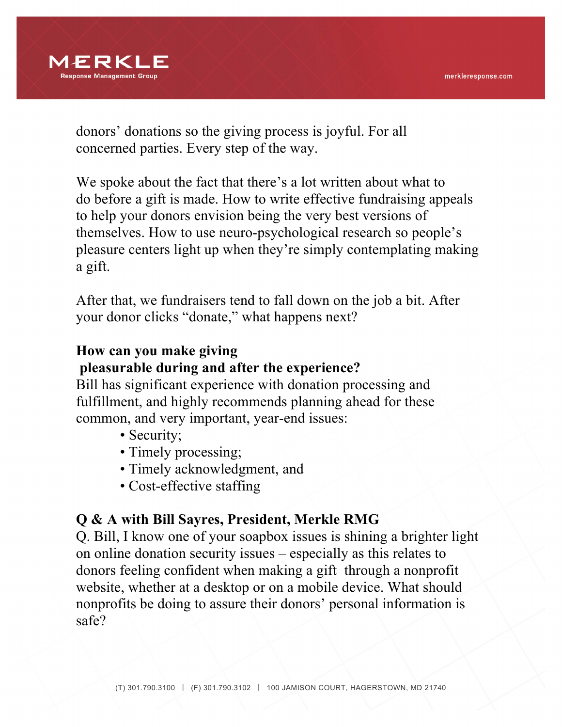donors' donations so the giving process is joyful. For all concerned parties. Every step of the way.

We spoke about the fact that there's a lot written about what to do before a gift is made. How to write effective fundraising appeals to help your donors envision being the very best versions of themselves. How to use neuro-psychological research so people's pleasure centers light up when they're simply contemplating making a gift.

After that, we fundraisers tend to fall down on the job a bit. After your donor clicks "donate," what happens next?

**How can you make giving pleasurable during and after the experience?**

Bill has significant experience with donation processing and fulfillment, and highly recommends planning ahead for these common, and very important, year-end issues:

- Security;
- Timely processing;
- Timely acknowledgment, and
- Cost-effective staffing

**Q & A with Bill Sayres, President, Merkle RMG**

Q. Bill, I know one of your soapbox issues is shining a brighter light on online donation security issues – especially as this relates to donors feeling confident when making a gift through a nonprofit website, whether at a desktop or on a mobile device. What should nonprofits be doing to assure their donors' personal information is safe?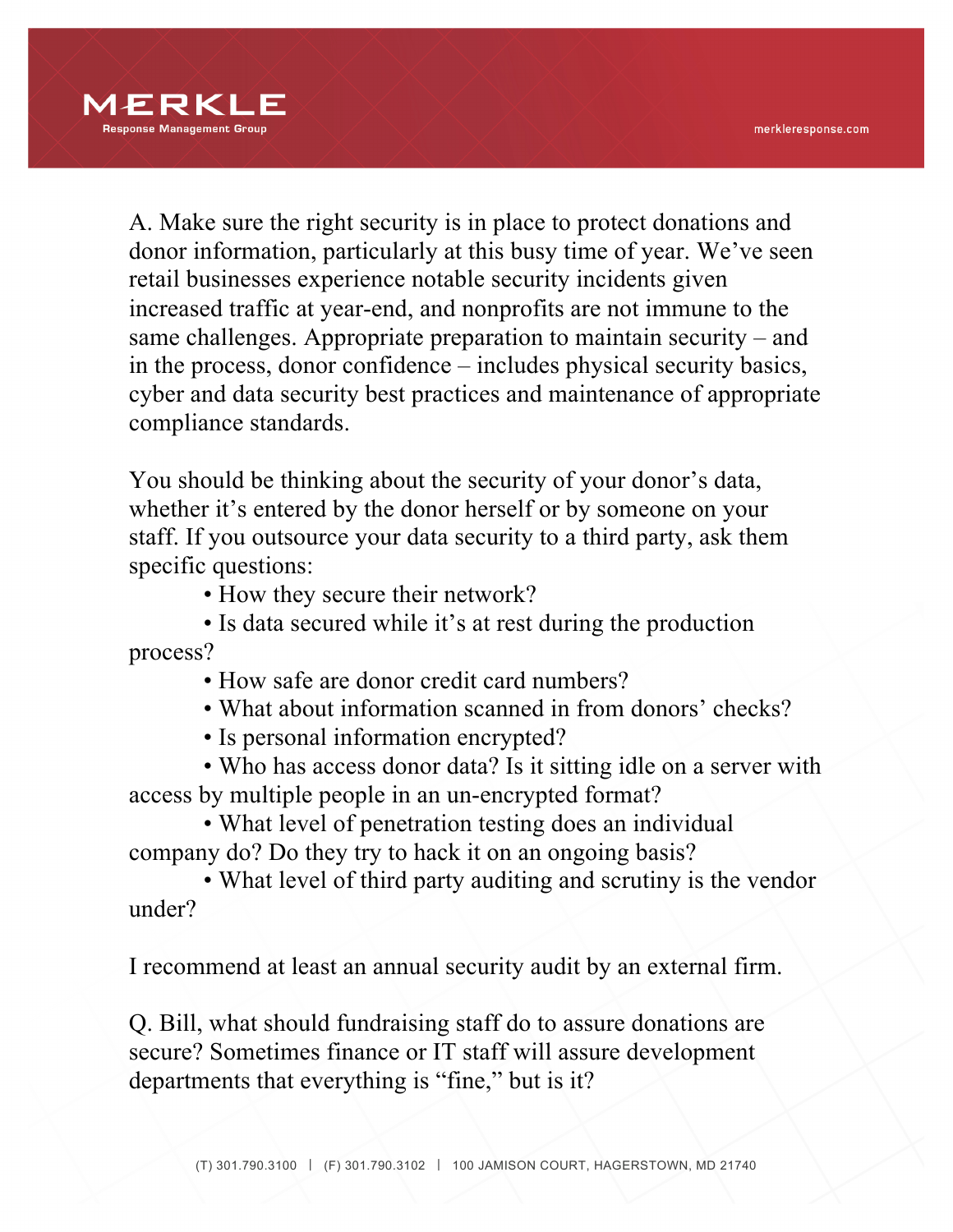A. Make sure the right security is in place to protect donations and donor information, particularly at this busy time of year. We've seen retail businesses experience notable security incidents given increased traffic at year-end, and nonprofits are not immune to the same challenges. Appropriate preparation to maintain security – and in the process, donor confidence – includes physical security basics, cyber and data security best practices and maintenance of appropriate compliance standards.

You should be thinking about the security of your donor's data, whether it's entered by the donor herself or by someone on your staff. If you outsource your data security to a third party, ask them specific questions:

- How they secure their network?
- Is data secured while it's at rest during the production process?
- How safe are donor credit card numbers?
- What about information scanned in from donors' checks?
- Is personal information encrypted?
- Who has access donor data? Is it sitting idle on a server with access by multiple people in an un-encrypted format?
- What level of penetration testing does an individual company do? Do they try to hack it on an ongoing basis?
- What level of third party auditing and scrutiny is the vendor under?

I recommend at least an annual security audit by an external firm.

Q. Bill, what should fundraising staff do to assure donations are secure? Sometimes finance or IT staff will assure development departments that everything is "fine," but is it?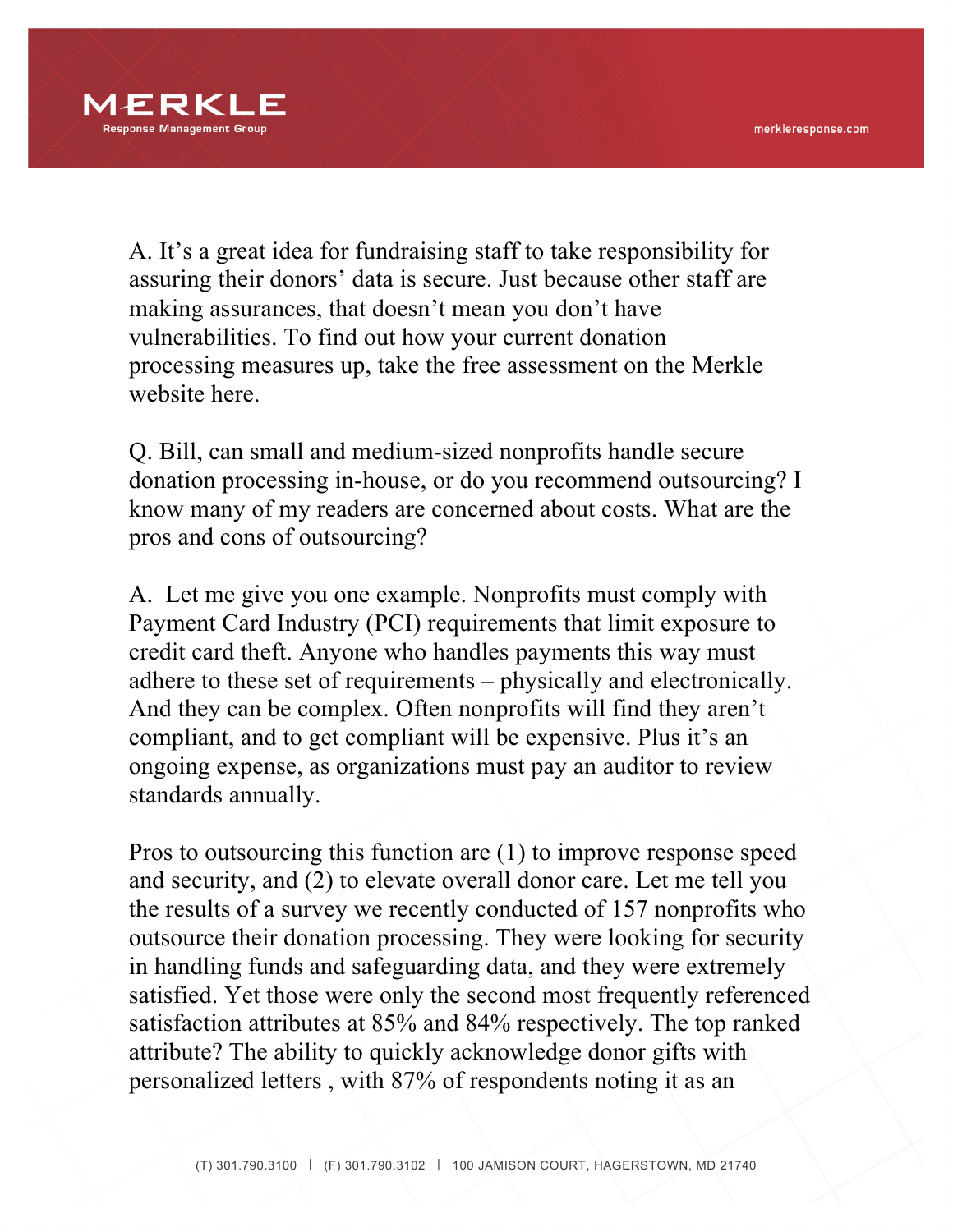A. It's a great idea for fundraising staff to take responsibility for assuring their donors' data is secure. Just because other staff are making assurances, that doesn't mean you don't have vulnerabilities. To find out how your current donation processing measures up, take the free assessment on the Merkle website here.

Q. Bill, can small and medium-sized nonprofits handle secure donation processing in-house, or do you recommend outsourcing? I know many of my readers are concerned about costs. What are the pros and cons of outsourcing?

A. Let me give you one example. Nonprofits must comply with Payment Card Industry (PCI) requirements that limit exposure to credit card theft. Anyone who handles payments this way must adhere to these set of requirements – physically and electronically. And they can be complex. Often nonprofits will find they aren't compliant, and to get compliant will be expensive. Plus it's an ongoing expense, as organizations must pay an auditor to review standards annually.

Pros to outsourcing this function are (1) to improve response speed and security, and (2) to elevate overall donor care. Let me tell you the results of a survey we recently conducted of 157 nonprofits who outsource their donation processing. They were looking for security in handling funds and safeguarding data, and they were extremely satisfied. Yet those were only the second most frequently referenced satisfaction attributes at 85% and 84% respectively. The top ranked attribute? The ability to quickly acknowledge donor gifts with personalized letters , with 87% of respondents noting it as an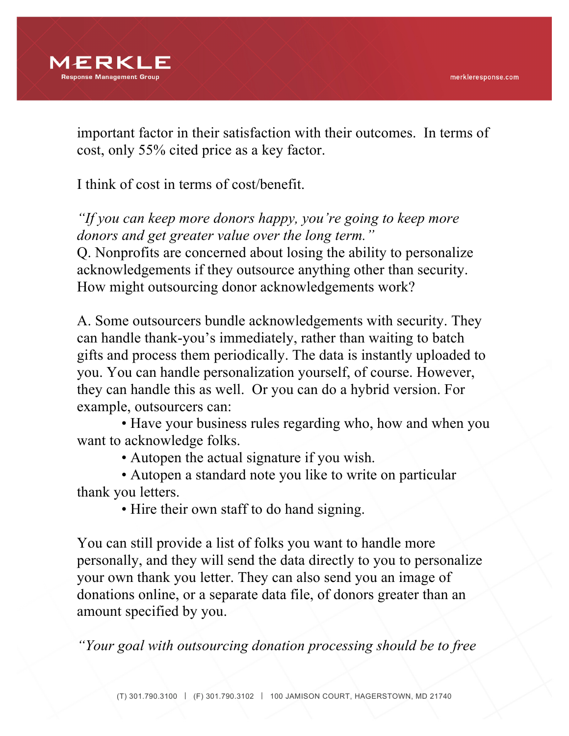important factor in their satisfaction with their outcomes. In terms of cost, only 55% cited price as a key factor.

I think of cost in terms of cost/benefit.

*"If you can keep more donors happy, you're going to keep more donors and get greater value over the long term."*

Q. Nonprofits are concerned about losing the ability to personalize acknowledgements if they outsource anything other than security. How might outsourcing donor acknowledgements work?

A. Some outsourcers bundle acknowledgements with security. They can handle thank-you's immediately, rather than waiting to batch gifts and process them periodically. The data is instantly uploaded to you. You can handle personalization yourself, of course. However, they can handle this as well. Or you can do a hybrid version. For example, outsourcers can:

- Have your business rules regarding who, how and when you want to acknowledge folks.
- Autopen the actual signature if you wish.
- Autopen a standard note you like to write on particular thank you letters.
- Hire their own staff to do hand signing.

You can still provide a list of folks you want to handle more personally, and they will send the data directly to you to personalize your own thank you letter. They can also send you an image of donations online, or a separate data file, of donors greater than an amount specified by you.

*"Your goal with outsourcing donation processing should be to free*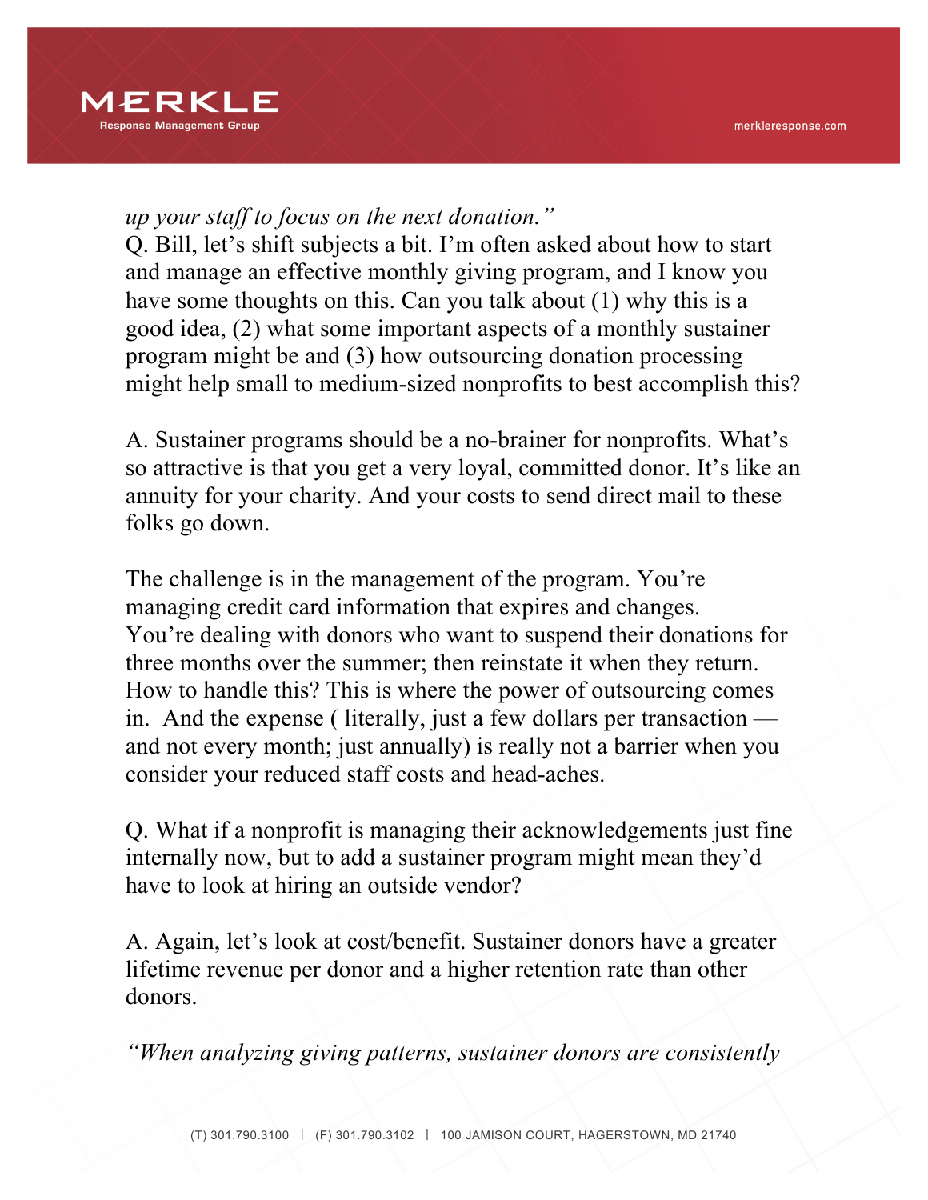*up your staff to focus on the next donation."*

Q. Bill, let's shift subjects a bit. I'm often asked about how to start and manage an effective monthly giving program, and I know you have some thoughts on this. Can you talk about (1) why this is a good idea, (2) what some important aspects of a monthly sustainer program might be and (3) how outsourcing donation processing might help small to medium-sized nonprofits to best accomplish this?

A. Sustainer programs should be a no-brainer for nonprofits. What's so attractive is that you get a very loyal, committed donor. It's like an annuity for your charity. And your costs to send direct mail to these folks go down.

The challenge is in the management of the program. You're managing credit card information that expires and changes. You're dealing with donors who want to suspend their donations for three months over the summer; then reinstate it when they return. How to handle this? This is where the power of outsourcing comes in. And the expense ( literally, just a few dollars per transaction — and not every month; just annually) is really not a barrier when you consider your reduced staff costs and head-aches.

Q. What if a nonprofit is managing their acknowledgements just fine internally now, but to add a sustainer program might mean they'd have to look at hiring an outside vendor?

A. Again, let's look at cost/benefit. Sustainer donors have a greater lifetime revenue per donor and a higher retention rate than other donors.

*"When analyzing giving patterns, sustainer donors are consistently*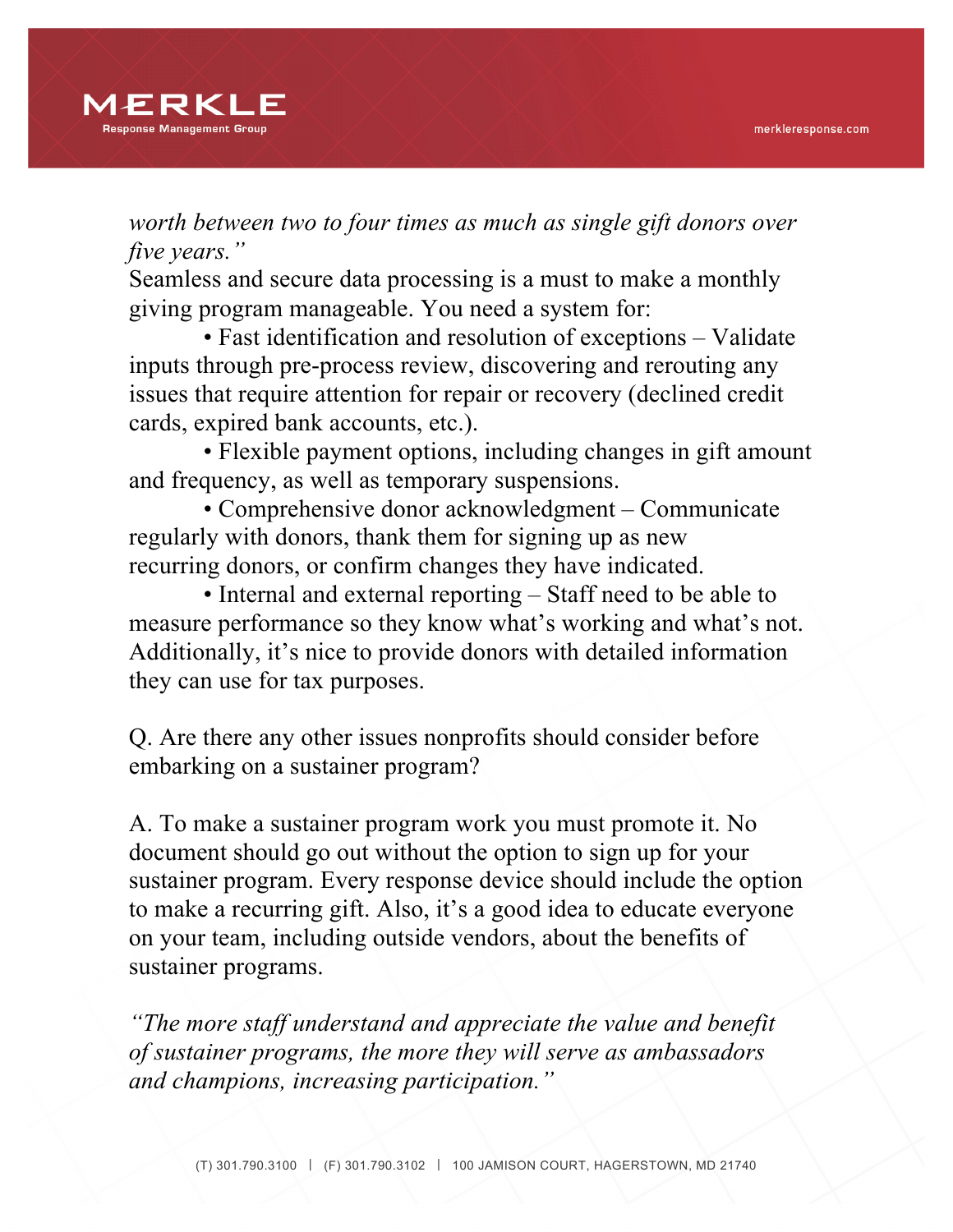*worth between two to four times as much as single gift donors over five years."*

Seamless and secure data processing is a must to make a monthly giving program manageable. You need a system for:

- Fast identification and resolution of exceptions – Validate inputs through pre-process review, discovering and rerouting any issues that require attention for repair or recovery (declined credit cards, expired bank accounts, etc.).
- Flexible payment options, including changes in gift amount and frequency, as well as temporary suspensions.
- Comprehensive donor acknowledgment – Communicate regularly with donors, thank them for signing up as new recurring donors, or confirm changes they have indicated.
- Internal and external reporting – Staff need to be able to measure performance so they know what's working and what's not. Additionally, it's nice to provide donors with detailed information they can use for tax purposes.

Q. Are there any other issues nonprofits should consider before embarking on a sustainer program?

A. To make a sustainer program work you must promote it. No document should go out without the option to sign up for your sustainer program. Every response device should include the option to make a recurring gift. Also, it's a good idea to educate everyone on your team, including outside vendors, about the benefits of sustainer programs.

*"The more staff understand and appreciate the value and benefit of sustainer programs, the more they will serve as ambassadors and champions, increasing participation."*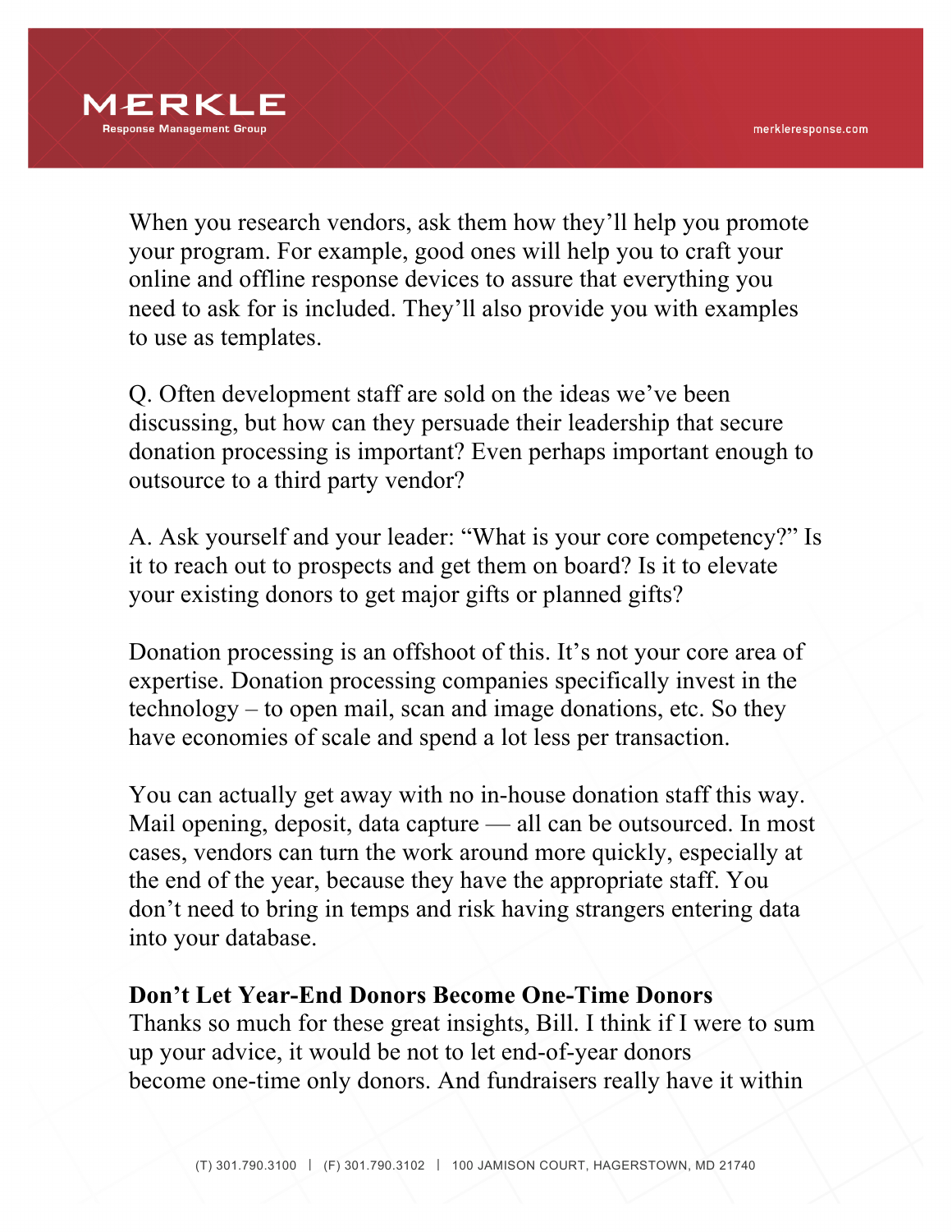When you research vendors, ask them how they'll help you promote your program. For example, good ones will help you to craft your online and offline response devices to assure that everything you need to ask for is included. They'll also provide you with examples to use as templates.

Q. Often development staff are sold on the ideas we've been discussing, but how can they persuade their leadership that secure donation processing is important? Even perhaps important enough to outsource to a third party vendor?

A. Ask yourself and your leader: "What is your core competency?" Is it to reach out to prospects and get them on board? Is it to elevate your existing donors to get major gifts or planned gifts?

Donation processing is an offshoot of this. It's not your core area of expertise. Donation processing companies specifically invest in the technology – to open mail, scan and image donations, etc. So they have economies of scale and spend a lot less per transaction.

You can actually get away with no in-house donation staff this way. Mail opening, deposit, data capture — all can be outsourced. In most cases, vendors can turn the work around more quickly, especially at the end of the year, because they have the appropriate staff. You don't need to bring in temps and risk having strangers entering data into your database.

**Don't Let Year-End Donors Become One-Time Donors**

Thanks so much for these great insights, Bill. I think if I were to sum up your advice, it would be not to let end-of-year donors become one-time only donors. And fundraisers really have it within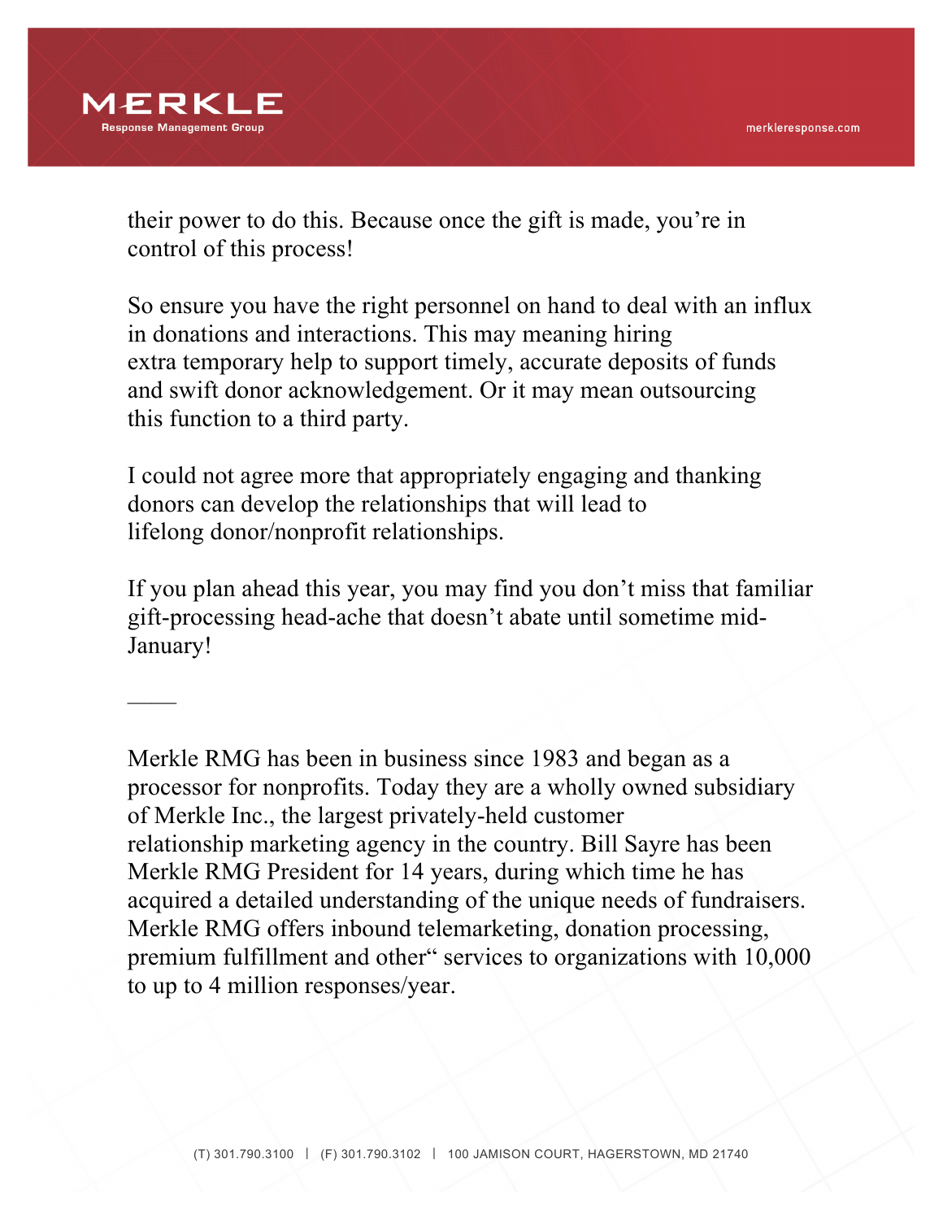their power to do this. Because once the gift is made, you're in control of this process!

So ensure you have the right personnel on hand to deal with an influx in donations and interactions. This may meaning hiring extra temporary help to support timely, accurate deposits of funds and swift donor acknowledgement. Or it may mean outsourcing this function to a third party.

I could not agree more that appropriately engaging and thanking donors can develop the relationships that will lead to lifelong donor/nonprofit relationships.

If you plan ahead this year, you may find you don't miss that familiar gift-processing head-ache that doesn't abate until sometime mid-January!

——

Merkle RMG has been in business since 1983 and began as a processor for nonprofits. Today they are a wholly owned subsidiary of Merkle Inc., the largest privately-held customer relationship marketing agency in the country. Bill Sayre has been Merkle RMG President for 14 years, during which time he has acquired a detailed understanding of the unique needs of fundraisers. Merkle RMG offers inbound telemarketing, donation processing, premium fulfillment and other" services to organizations with 10,000 to up to 4 million responses/year.